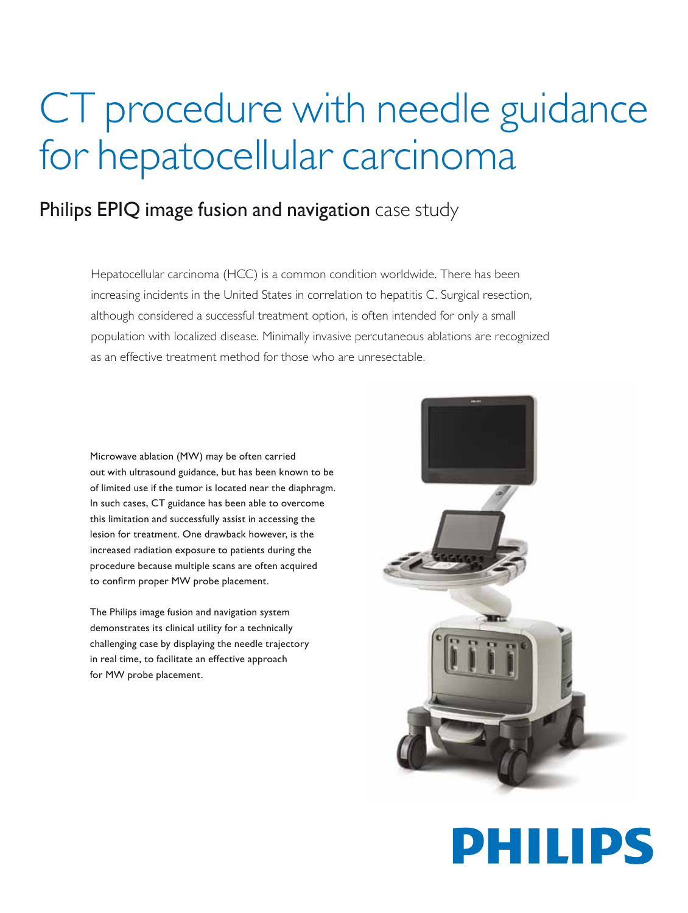# CT procedure with needle guidance for hepatocellular carcinoma

## Philips EPIQ image fusion and navigation case study

Hepatocellular carcinoma (HCC) is a common condition worldwide. There has been increasing incidents in the United States in correlation to hepatitis C. Surgical resection, although considered a successful treatment option, is often intended for only a small population with localized disease. Minimally invasive percutaneous ablations are recognized as an effective treatment method for those who are unresectable.

Microwave ablation (MW) may be often carried out with ultrasound guidance, but has been known to be of limited use if the tumor is located near the diaphragm. In such cases, CT guidance has been able to overcome this limitation and successfully assist in accessing the lesion for treatment. One drawback however, is the increased radiation exposure to patients during the procedure because multiple scans are often acquired to confirm proper MW probe placement.

The Philips image fusion and navigation system demonstrates its clinical utility for a technically challenging case by displaying the needle trajectory in real time, to facilitate an effective approach for MW probe placement.

PHILIPS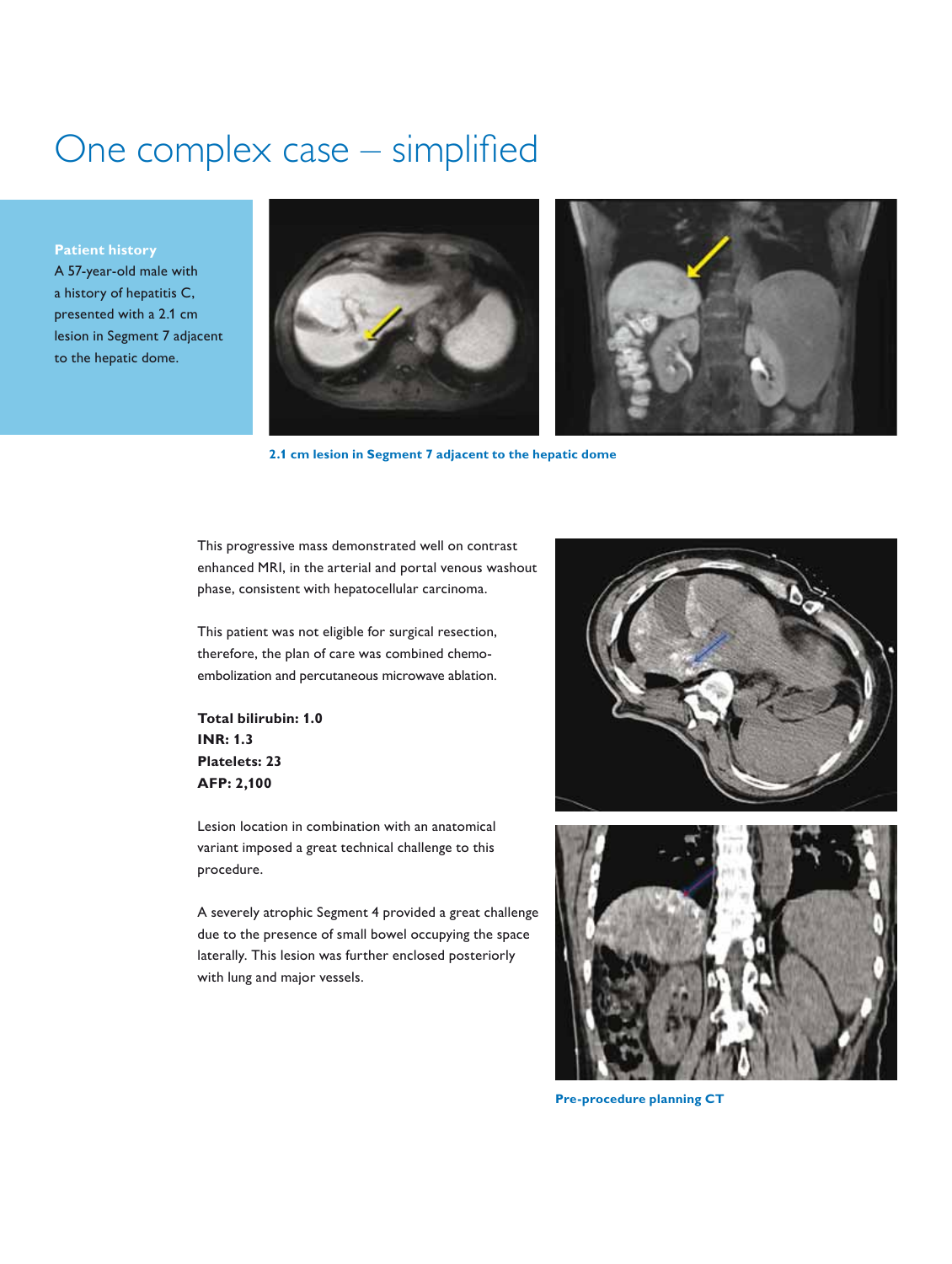# One complex case – simplified

**Patient history**

A 57-year-old male with a history of hepatitis C, presented with a 2.1 cm lesion in Segment 7 adjacent to the hepatic dome.

**2.1 cm lesion in Segment 7 adjacent to the hepatic dome**

This progressive mass demonstrated well on contrast enhanced MRI, in the arterial and portal venous washout phase, consistent with hepatocellular carcinoma.

This patient was not eligible for surgical resection, therefore, the plan of care was combined chemo-embolization and percutaneous microwave ablation.

**Total bilirubin: 1.0**
**INR: 1.3**
**Platelets: 23**
**AFP: 2,100**

Lesion location in combination with an anatomical variant imposed a great technical challenge to this procedure.

A severely atrophic Segment 4 provided a great challenge due to the presence of small bowel occupying the space laterally. This lesion was further enclosed posteriorly with lung and major vessels.

**Pre-procedure planning CT**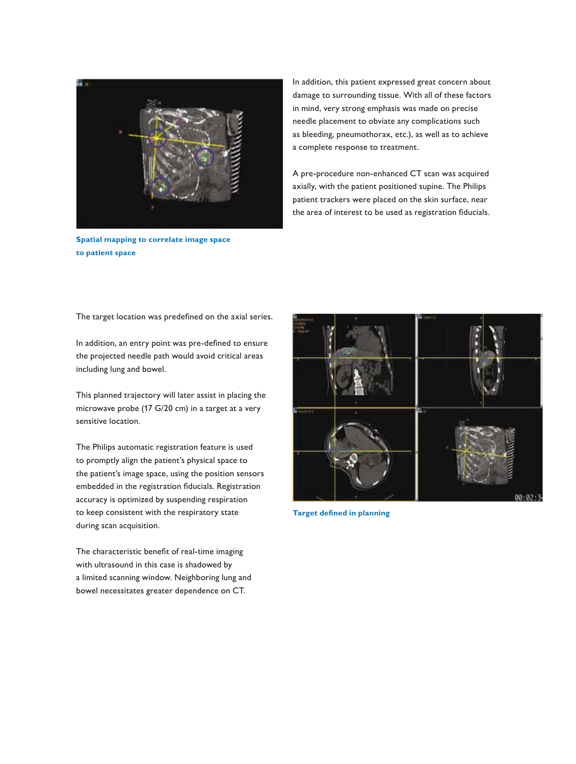Spatial mapping to correlate image space to patient space

In addition, this patient expressed great concern about damage to surrounding tissue. With all of these factors in mind, very strong emphasis was made on precise needle placement to obviate any complications such as bleeding, pneumothorax, etc.), as well as to achieve a complete response to treatment.

A pre-procedure non-enhanced CT scan was acquired axially, with the patient positioned supine. The Philips patient trackers were placed on the skin surface, near the area of interest to be used as registration fiducials.

The target location was predefined on the axial series.

In addition, an entry point was pre-defined to ensure the projected needle path would avoid critical areas including lung and bowel.

This planned trajectory will later assist in placing the microwave probe (17 G/20 cm) in a target at a very sensitive location.

The Philips automatic registration feature is used to promptly align the patient's physical space to the patient's image space, using the position sensors embedded in the registration fiducials. Registration accuracy is optimized by suspending respiration to keep consistent with the respiratory state during scan acquisition.

The characteristic benefit of real-time imaging with ultrasound in this case is shadowed by a limited scanning window. Neighboring lung and bowel necessitates greater dependence on CT.

Target defined in planning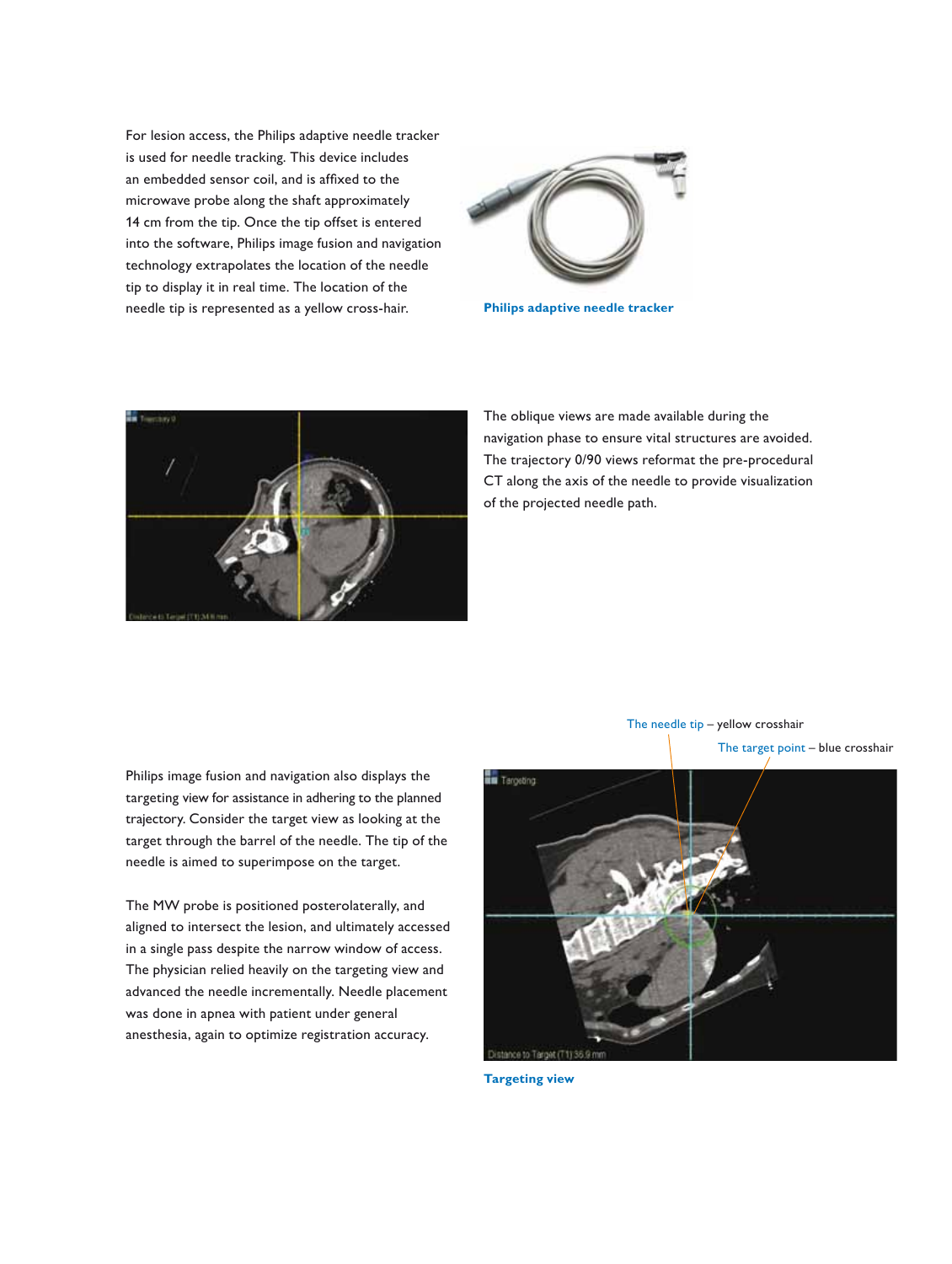For lesion access, the Philips adaptive needle tracker is used for needle tracking. This device includes an embedded sensor coil, and is affixed to the microwave probe along the shaft approximately 14 cm from the tip. Once the tip offset is entered into the software, Philips image fusion and navigation technology extrapolates the location of the needle tip to display it in real time. The location of the needle tip is represented as a yellow cross-hair.

**Philips adaptive needle tracker**

The oblique views are made available during the navigation phase to ensure vital structures are avoided. The trajectory 0/90 views reformat the pre-procedural CT along the axis of the needle to provide visualization of the projected needle path.

Philips image fusion and navigation also displays the targeting view for assistance in adhering to the planned trajectory. Consider the target view as looking at the target through the barrel of the needle. The tip of the needle is aimed to superimpose on the target.

The MW probe is positioned posterolaterally, and aligned to intersect the lesion, and ultimately accessed in a single pass despite the narrow window of access. The physician relied heavily on the targeting view and advanced the needle incrementally. Needle placement was done in apnea with patient under general anesthesia, again to optimize registration accuracy.

The needle tip – yellow crosshair

The target point – blue crosshair

**Targeting view**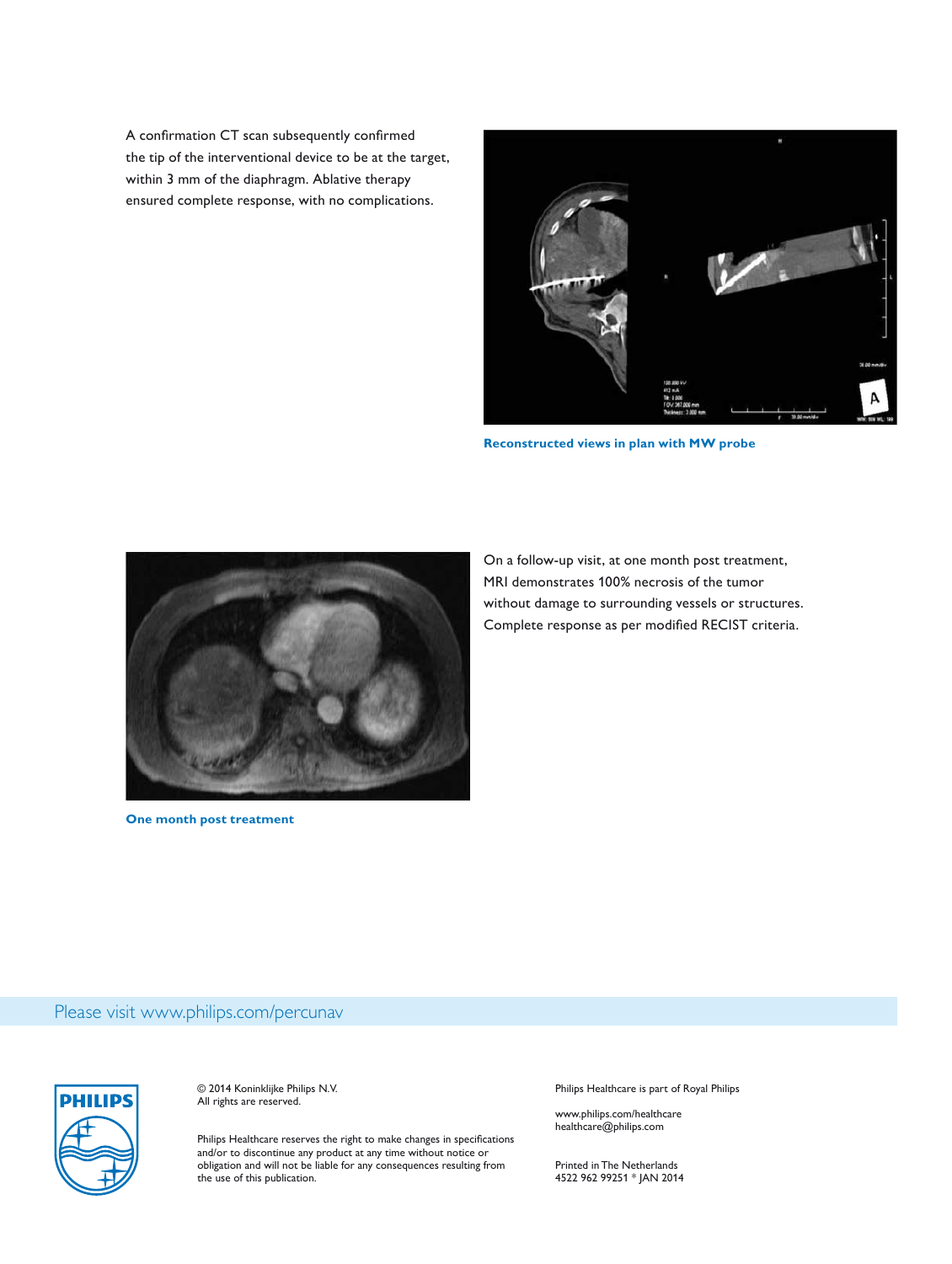A confirmation CT scan subsequently confirmed the tip of the interventional device to be at the target, within 3 mm of the diaphragm. Ablative therapy ensured complete response, with no complications.

**Reconstructed views in plan with MW probe**

On a follow-up visit, at one month post treatment, MRI demonstrates 100% necrosis of the tumor without damage to surrounding vessels or structures. Complete response as per modified RECIST criteria.

**One month post treatment**

Please visit www.philips.com/percunav

© 2014 Koninklijke Philips N.V.
All rights are reserved.

Philips Healthcare reserves the right to make changes in specifications and/or to discontinue any product at any time without notice or obligation and will not be liable for any consequences resulting from the use of this publication.

Philips Healthcare is part of Royal Philips

www.philips.com/healthcare
healthcare@philips.com

Printed in The Netherlands
4522 962 99251 * JAN 2014